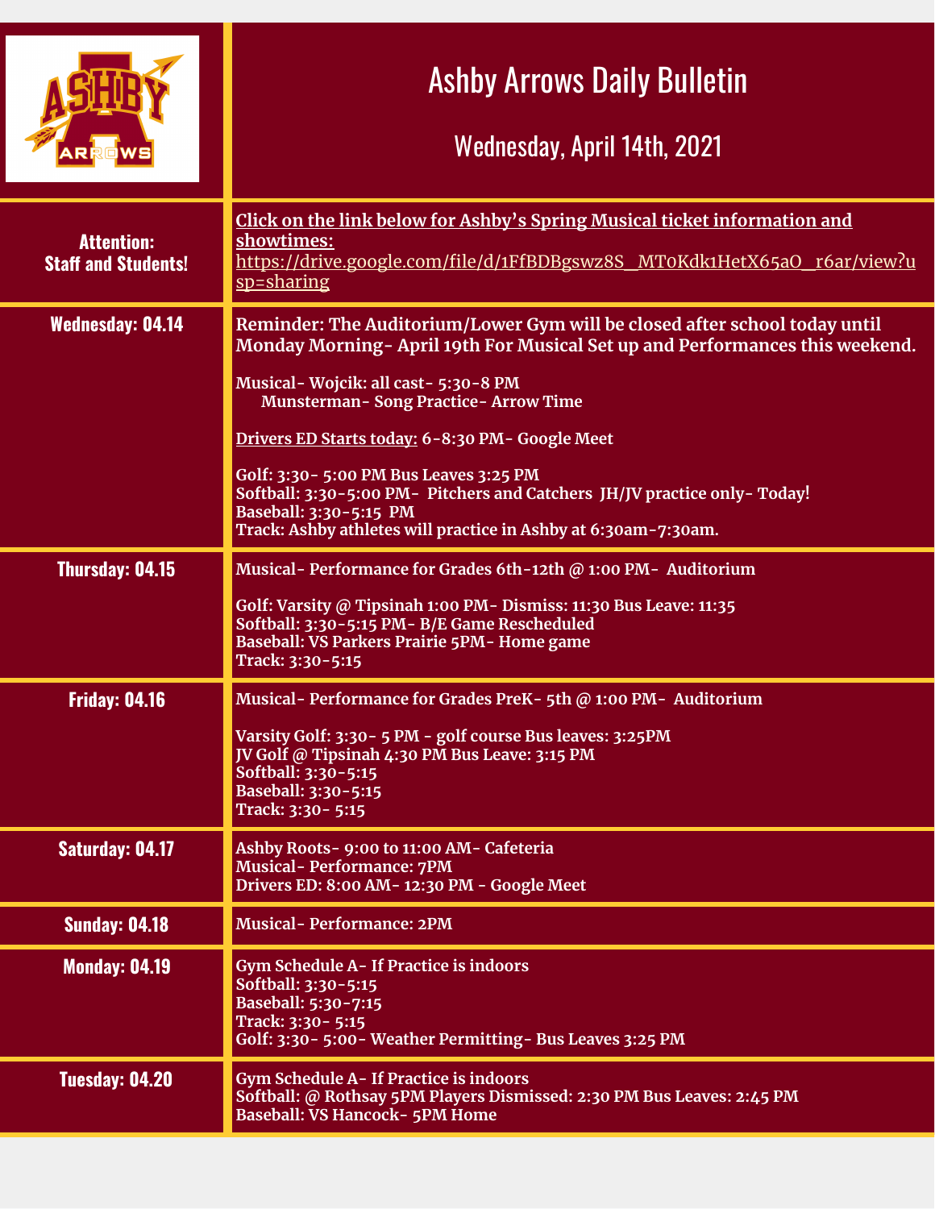# Ashby Arrows Daily Bulletin

## Wednesday, April 14th, 2021

| | |
|---|---|
| **Attention: Staff and Students!** | **Click on the link below for Ashby's Spring Musical ticket information and showtimes:** https://drive.google.com/file/d/1FfBDBgswz8S_MT0Kdk1HetX65aO_r6ar/view?usp=sharing |
| **Wednesday: 04.14** | **Reminder: The Auditorium/Lower Gym will be closed after school today until Monday Morning- April 19th For Musical Set up and Performances this weekend.**<br><br>**Musical- Wojcik: all cast- 5:30-8 PM**<br>**Munsterman- Song Practice- Arrow Time**<br><br>**Drivers ED Starts today: 6-8:30 PM- Google Meet**<br><br>**Golf: 3:30- 5:00 PM Bus Leaves 3:25 PM**<br>**Softball: 3:30-5:00 PM- Pitchers and Catchers JH/JV practice only- Today!**<br>**Baseball: 3:30-5:15 PM**<br>**Track: Ashby athletes will practice in Ashby at 6:30am-7:30am.** |
| **Thursday: 04.15** | **Musical- Performance for Grades 6th-12th @ 1:00 PM- Auditorium**<br><br>**Golf: Varsity @ Tipsinah 1:00 PM- Dismiss: 11:30 Bus Leave: 11:35**<br>**Softball: 3:30-5:15 PM- B/E Game Rescheduled**<br>**Baseball: VS Parkers Prairie 5PM- Home game**<br>**Track: 3:30-5:15** |
| **Friday: 04.16** | **Musical- Performance for Grades PreK- 5th @ 1:00 PM- Auditorium**<br><br>**Varsity Golf: 3:30- 5 PM - golf course Bus leaves: 3:25PM**<br>**JV Golf @ Tipsinah 4:30 PM Bus Leave: 3:15 PM**<br>**Softball: 3:30-5:15**<br>**Baseball: 3:30-5:15**<br>**Track: 3:30- 5:15** |
| **Saturday: 04.17** | **Ashby Roots- 9:00 to 11:00 AM- Cafeteria**<br>**Musical- Performance: 7PM**<br>**Drivers ED: 8:00 AM- 12:30 PM - Google Meet** |
| **Sunday: 04.18** | **Musical- Performance: 2PM** |
| **Monday: 04.19** | **Gym Schedule A- If Practice is indoors**<br>**Softball: 3:30-5:15**<br>**Baseball: 5:30-7:15**<br>**Track: 3:30- 5:15**<br>**Golf: 3:30- 5:00- Weather Permitting- Bus Leaves 3:25 PM** |
| **Tuesday: 04.20** | **Gym Schedule A- If Practice is indoors**<br>**Softball: @ Rothsay 5PM Players Dismissed: 2:30 PM Bus Leaves: 2:45 PM**<br>**Baseball: VS Hancock- 5PM Home** |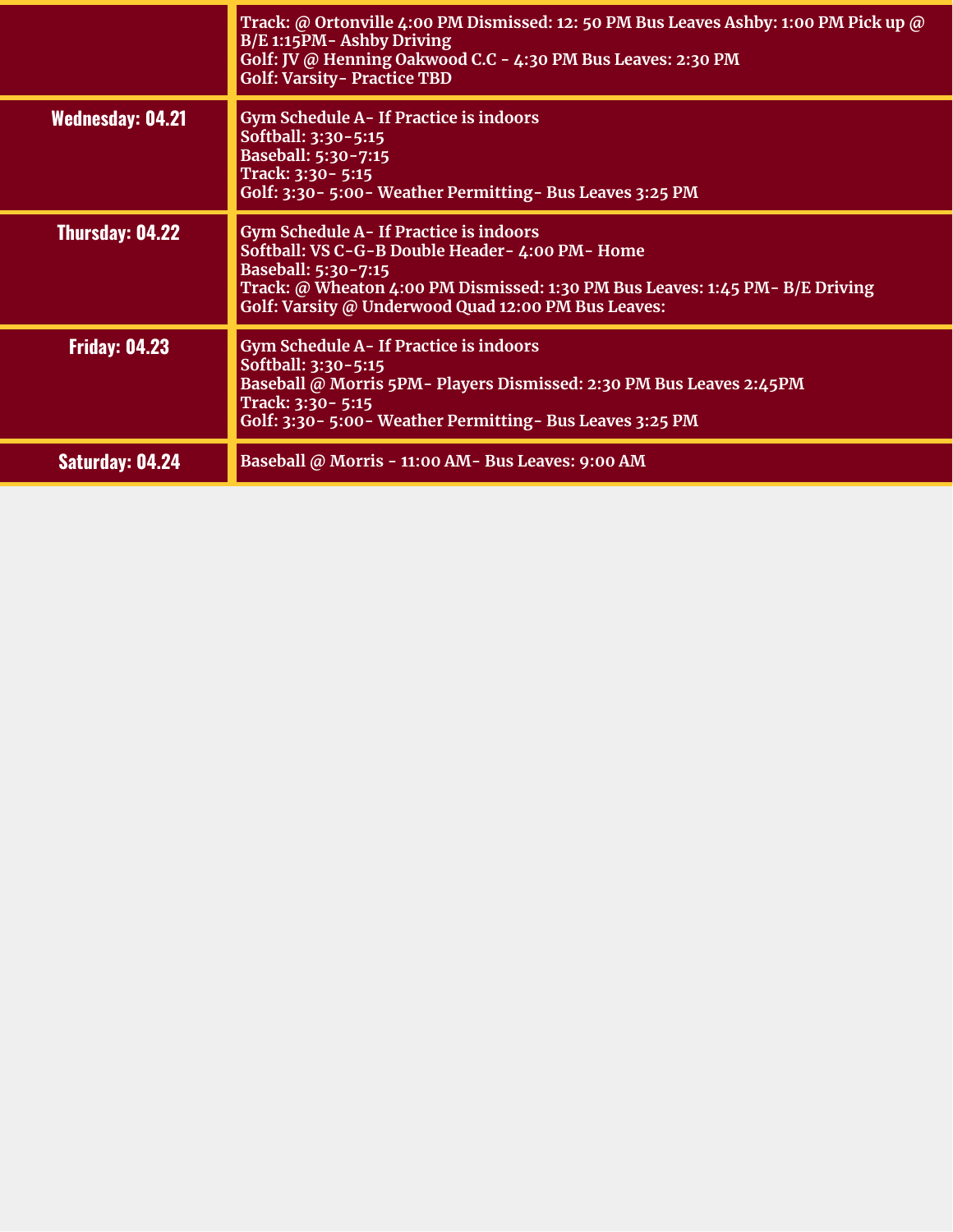| | |
|---|---|
| | **Track: @ Ortonville 4:00 PM Dismissed: 12: 50 PM Bus Leaves Ashby: 1:00 PM Pick up @ B/E 1:15PM- Ashby Driving**<br>**Golf: JV @ Henning Oakwood C.C - 4:30 PM Bus Leaves: 2:30 PM**<br>**Golf: Varsity- Practice TBD** |
| **Wednesday: 04.21** | **Gym Schedule A- If Practice is indoors**<br>**Softball: 3:30-5:15**<br>**Baseball: 5:30-7:15**<br>**Track: 3:30- 5:15**<br>**Golf: 3:30- 5:00- Weather Permitting- Bus Leaves 3:25 PM** |
| **Thursday: 04.22** | **Gym Schedule A- If Practice is indoors**<br>**Softball: VS C-G-B Double Header- 4:00 PM- Home**<br>**Baseball: 5:30-7:15**<br>**Track: @ Wheaton 4:00 PM Dismissed: 1:30 PM Bus Leaves: 1:45 PM- B/E Driving**<br>**Golf: Varsity @ Underwood Quad 12:00 PM Bus Leaves:** |
| **Friday: 04.23** | **Gym Schedule A- If Practice is indoors**<br>**Softball: 3:30-5:15**<br>**Baseball @ Morris 5PM- Players Dismissed: 2:30 PM Bus Leaves 2:45PM**<br>**Track: 3:30- 5:15**<br>**Golf: 3:30- 5:00- Weather Permitting- Bus Leaves 3:25 PM** |
| **Saturday: 04.24** | **Baseball @ Morris - 11:00 AM- Bus Leaves: 9:00 AM** |